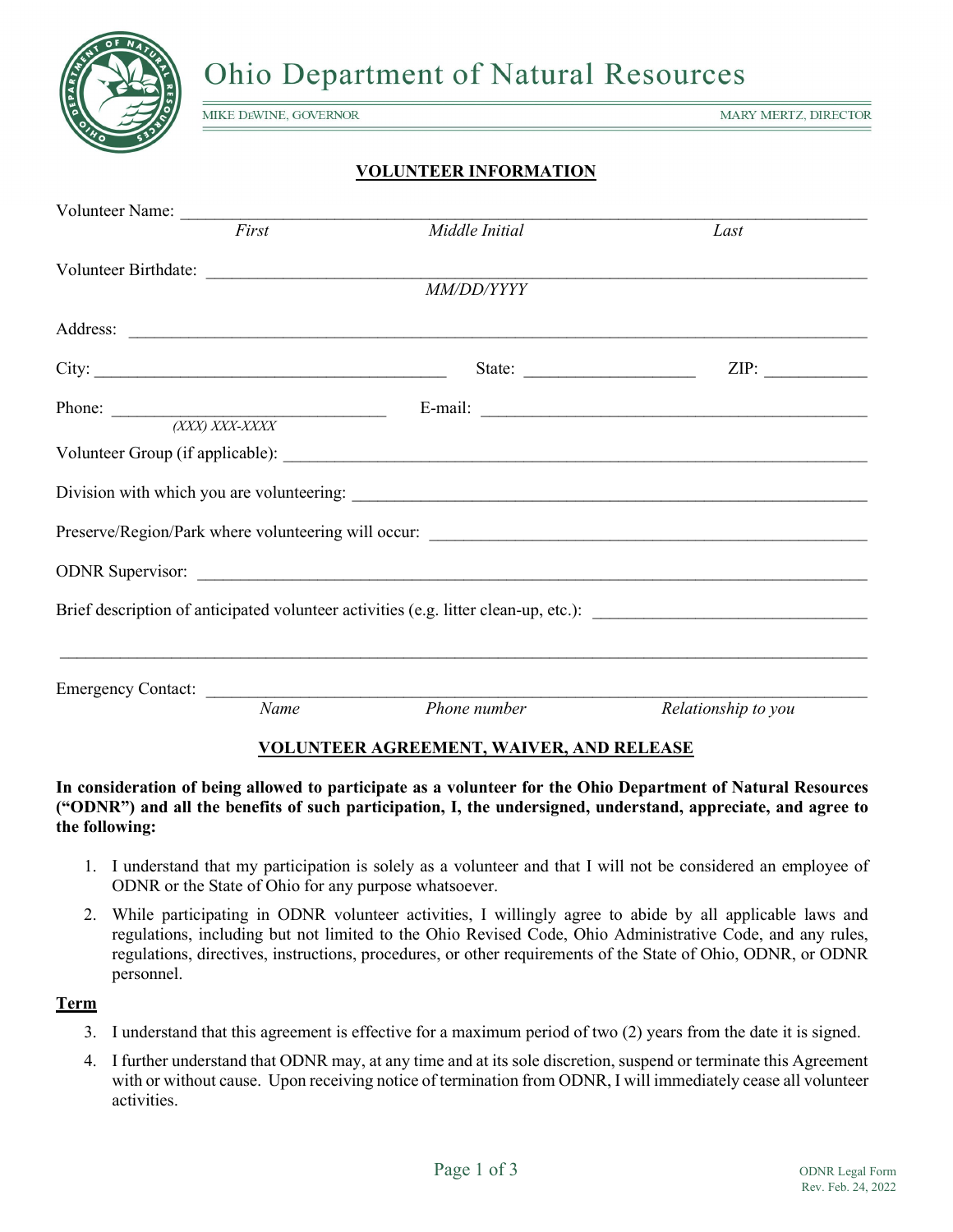# Ohio Department of Natural Resources

MIKE DEWINE, GOVERNOR — MARY MERTZ, DIRECTOR

## VOLUNTEER INFORMATION

Volunteer Name: ______________________________________________
*First* *Middle Initial* *Last*

Volunteer Birthdate: ______________________________________________
*MM/DD/YYYY*

Address: ______________________________________________

City: ______________________ State: ______________ ZIP: ________

Phone: ______________________ E-mail: ______________________
*(XXX) XXX-XXXX*

Volunteer Group (if applicable): ______________________________________________

Division with which you are volunteering: ______________________________________________

Preserve/Region/Park where volunteering will occur: ______________________________________________

ODNR Supervisor: ______________________________________________

Brief description of anticipated volunteer activities (e.g. litter clean-up, etc.): ______________________

______________________________________________

Emergency Contact: ______________________________________________
*Name* *Phone number* *Relationship to you*

## VOLUNTEER AGREEMENT, WAIVER, AND RELEASE

**In consideration of being allowed to participate as a volunteer for the Ohio Department of Natural Resources ("ODNR") and all the benefits of such participation, I, the undersigned, understand, appreciate, and agree to the following:**

1. I understand that my participation is solely as a volunteer and that I will not be considered an employee of ODNR or the State of Ohio for any purpose whatsoever.
2. While participating in ODNR volunteer activities, I willingly agree to abide by all applicable laws and regulations, including but not limited to the Ohio Revised Code, Ohio Administrative Code, and any rules, regulations, directives, instructions, procedures, or other requirements of the State of Ohio, ODNR, or ODNR personnel.

### Term

3. I understand that this agreement is effective for a maximum period of two (2) years from the date it is signed.
4. I further understand that ODNR may, at any time and at its sole discretion, suspend or terminate this Agreement with or without cause. Upon receiving notice of termination from ODNR, I will immediately cease all volunteer activities.

ODNR Legal Form
Rev. Feb. 24, 2022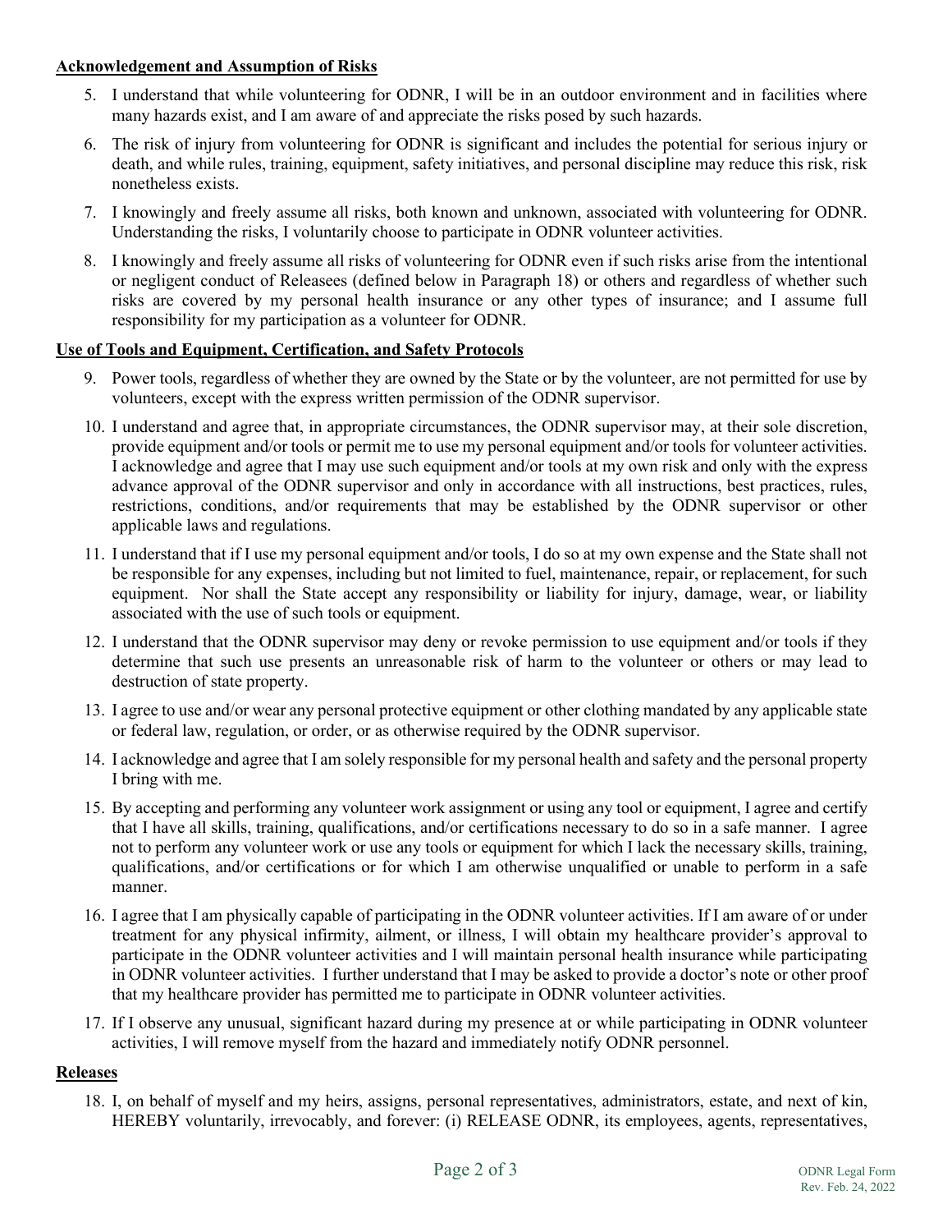**Acknowledgement and Assumption of Risks**

5. I understand that while volunteering for ODNR, I will be in an outdoor environment and in facilities where many hazards exist, and I am aware of and appreciate the risks posed by such hazards.

6. The risk of injury from volunteering for ODNR is significant and includes the potential for serious injury or death, and while rules, training, equipment, safety initiatives, and personal discipline may reduce this risk, risk nonetheless exists.

7. I knowingly and freely assume all risks, both known and unknown, associated with volunteering for ODNR. Understanding the risks, I voluntarily choose to participate in ODNR volunteer activities.

8. I knowingly and freely assume all risks of volunteering for ODNR even if such risks arise from the intentional or negligent conduct of Releasees (defined below in Paragraph 18) or others and regardless of whether such risks are covered by my personal health insurance or any other types of insurance; and I assume full responsibility for my participation as a volunteer for ODNR.

**Use of Tools and Equipment, Certification, and Safety Protocols**

9. Power tools, regardless of whether they are owned by the State or by the volunteer, are not permitted for use by volunteers, except with the express written permission of the ODNR supervisor.

10. I understand and agree that, in appropriate circumstances, the ODNR supervisor may, at their sole discretion, provide equipment and/or tools or permit me to use my personal equipment and/or tools for volunteer activities. I acknowledge and agree that I may use such equipment and/or tools at my own risk and only with the express advance approval of the ODNR supervisor and only in accordance with all instructions, best practices, rules, restrictions, conditions, and/or requirements that may be established by the ODNR supervisor or other applicable laws and regulations.

11. I understand that if I use my personal equipment and/or tools, I do so at my own expense and the State shall not be responsible for any expenses, including but not limited to fuel, maintenance, repair, or replacement, for such equipment. Nor shall the State accept any responsibility or liability for injury, damage, wear, or liability associated with the use of such tools or equipment.

12. I understand that the ODNR supervisor may deny or revoke permission to use equipment and/or tools if they determine that such use presents an unreasonable risk of harm to the volunteer or others or may lead to destruction of state property.

13. I agree to use and/or wear any personal protective equipment or other clothing mandated by any applicable state or federal law, regulation, or order, or as otherwise required by the ODNR supervisor.

14. I acknowledge and agree that I am solely responsible for my personal health and safety and the personal property I bring with me.

15. By accepting and performing any volunteer work assignment or using any tool or equipment, I agree and certify that I have all skills, training, qualifications, and/or certifications necessary to do so in a safe manner. I agree not to perform any volunteer work or use any tools or equipment for which I lack the necessary skills, training, qualifications, and/or certifications or for which I am otherwise unqualified or unable to perform in a safe manner.

16. I agree that I am physically capable of participating in the ODNR volunteer activities. If I am aware of or under treatment for any physical infirmity, ailment, or illness, I will obtain my healthcare provider's approval to participate in the ODNR volunteer activities and I will maintain personal health insurance while participating in ODNR volunteer activities. I further understand that I may be asked to provide a doctor's note or other proof that my healthcare provider has permitted me to participate in ODNR volunteer activities.

17. If I observe any unusual, significant hazard during my presence at or while participating in ODNR volunteer activities, I will remove myself from the hazard and immediately notify ODNR personnel.

**Releases**

18. I, on behalf of myself and my heirs, assigns, personal representatives, administrators, estate, and next of kin, HEREBY voluntarily, irrevocably, and forever: (i) RELEASE ODNR, its employees, agents, representatives,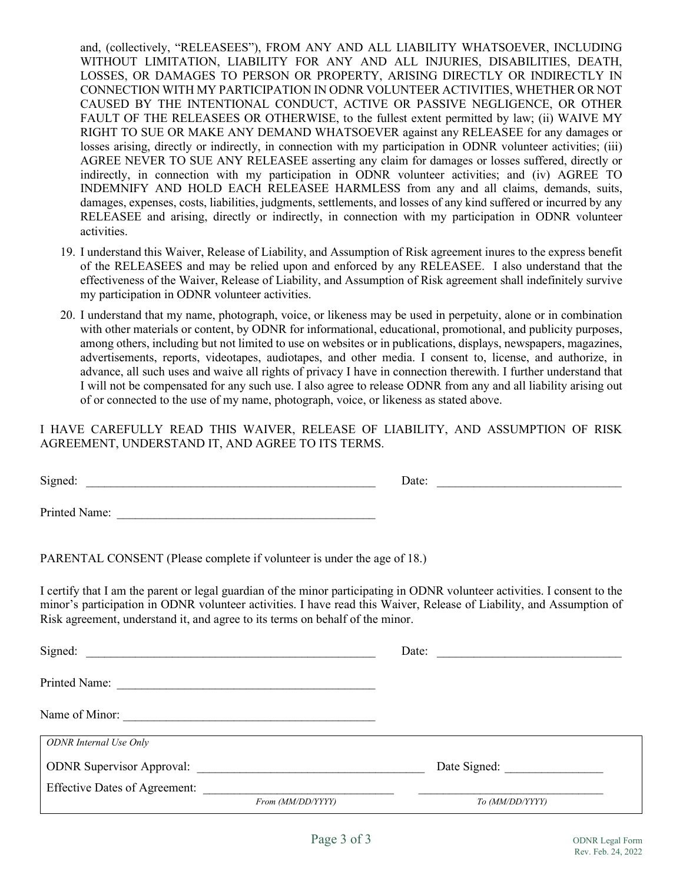and, (collectively, "RELEASEES"), FROM ANY AND ALL LIABILITY WHATSOEVER, INCLUDING WITHOUT LIMITATION, LIABILITY FOR ANY AND ALL INJURIES, DISABILITIES, DEATH, LOSSES, OR DAMAGES TO PERSON OR PROPERTY, ARISING DIRECTLY OR INDIRECTLY IN CONNECTION WITH MY PARTICIPATION IN ODNR VOLUNTEER ACTIVITIES, WHETHER OR NOT CAUSED BY THE INTENTIONAL CONDUCT, ACTIVE OR PASSIVE NEGLIGENCE, OR OTHER FAULT OF THE RELEASEES OR OTHERWISE, to the fullest extent permitted by law; (ii) WAIVE MY RIGHT TO SUE OR MAKE ANY DEMAND WHATSOEVER against any RELEASEE for any damages or losses arising, directly or indirectly, in connection with my participation in ODNR volunteer activities; (iii) AGREE NEVER TO SUE ANY RELEASEE asserting any claim for damages or losses suffered, directly or indirectly, in connection with my participation in ODNR volunteer activities; and (iv) AGREE TO INDEMNIFY AND HOLD EACH RELEASEE HARMLESS from any and all claims, demands, suits, damages, expenses, costs, liabilities, judgments, settlements, and losses of any kind suffered or incurred by any RELEASEE and arising, directly or indirectly, in connection with my participation in ODNR volunteer activities.

19. I understand this Waiver, Release of Liability, and Assumption of Risk agreement inures to the express benefit of the RELEASEES and may be relied upon and enforced by any RELEASEE. I also understand that the effectiveness of the Waiver, Release of Liability, and Assumption of Risk agreement shall indefinitely survive my participation in ODNR volunteer activities.
20. I understand that my name, photograph, voice, or likeness may be used in perpetuity, alone or in combination with other materials or content, by ODNR for informational, educational, promotional, and publicity purposes, among others, including but not limited to use on websites or in publications, displays, newspapers, magazines, advertisements, reports, videotapes, audiotapes, and other media. I consent to, license, and authorize, in advance, all such uses and waive all rights of privacy I have in connection therewith. I further understand that I will not be compensated for any such use. I also agree to release ODNR from any and all liability arising out of or connected to the use of my name, photograph, voice, or likeness as stated above.

I HAVE CAREFULLY READ THIS WAIVER, RELEASE OF LIABILITY, AND ASSUMPTION OF RISK AGREEMENT, UNDERSTAND IT, AND AGREE TO ITS TERMS.

Signed: ______________________________ Date: ______________________

Printed Name: ______________________________

PARENTAL CONSENT (Please complete if volunteer is under the age of 18.)

I certify that I am the parent or legal guardian of the minor participating in ODNR volunteer activities. I consent to the minor's participation in ODNR volunteer activities. I have read this Waiver, Release of Liability, and Assumption of Risk agreement, understand it, and agree to its terms on behalf of the minor.

Signed: ______________________________ Date: ______________________

Printed Name: ______________________________

Name of Minor: ______________________________

*ODNR Internal Use Only*

ODNR Supervisor Approval: ______________________________ Date Signed: ______________

Effective Dates of Agreement: ______________________ ______________________

*From (MM/DD/YYYY)* *To (MM/DD/YYYY)*

ODNR Legal Form
Rev. Feb. 24, 2022